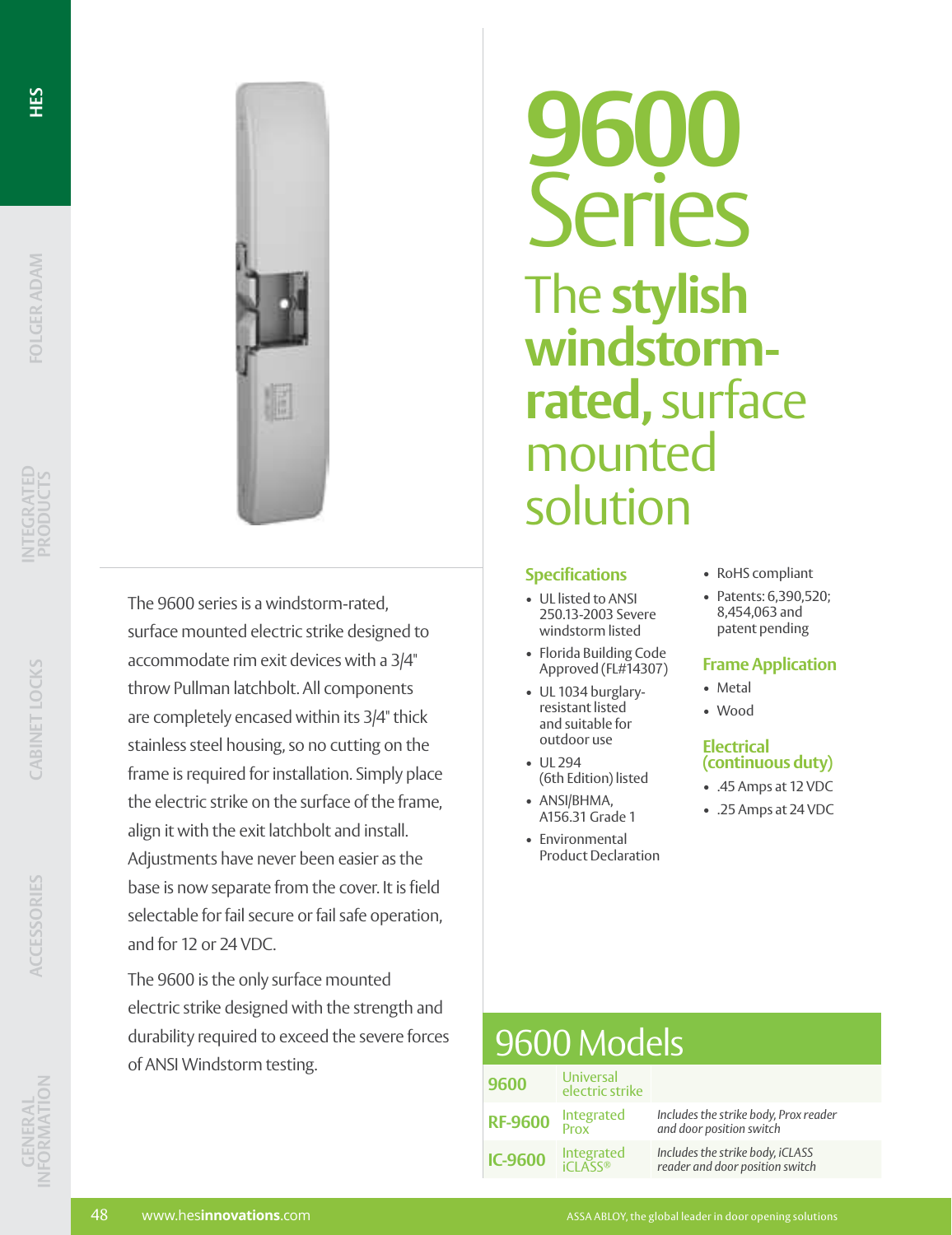# 9600 Series

## The stylish windstorm-rated, surface mounted solution

The 9600 series is a windstorm-rated, surface mounted electric strike designed to accommodate rim exit devices with a 3/4" throw Pullman latchbolt. All components are completely encased within its 3/4" thick stainless steel housing, so no cutting on the frame is required for installation. Simply place the electric strike on the surface of the frame, align it with the exit latchbolt and install. Adjustments have never been easier as the base is now separate from the cover. It is field selectable for fail secure or fail safe operation, and for 12 or 24 VDC.

The 9600 is the only surface mounted electric strike designed with the strength and durability required to exceed the severe forces of ANSI Windstorm testing.

### Specifications

- UL listed to ANSI 250.13-2003 Severe windstorm listed
- Florida Building Code Approved (FL#14307)
- UL 1034 burglary-resistant listed and suitable for outdoor use
- UL 294 (6th Edition) listed
- ANSI/BHMA, A156.31 Grade 1
- Environmental Product Declaration
- RoHS compliant
- Patents: 6,390,520; 8,454,063 and patent pending

### Frame Application

- Metal
- Wood

### Electrical (continuous duty)

- .45 Amps at 12 VDC
- .25 Amps at 24 VDC

## 9600 Models

| Model | Type | Description |
|---|---|---|
| **9600** | Universal electric strike | |
| **RF-9600** | Integrated Prox | *Includes the strike body, Prox reader and door position switch* |
| **IC-9600** | Integrated iCLASS® | *Includes the strike body, iCLASS reader and door position switch* |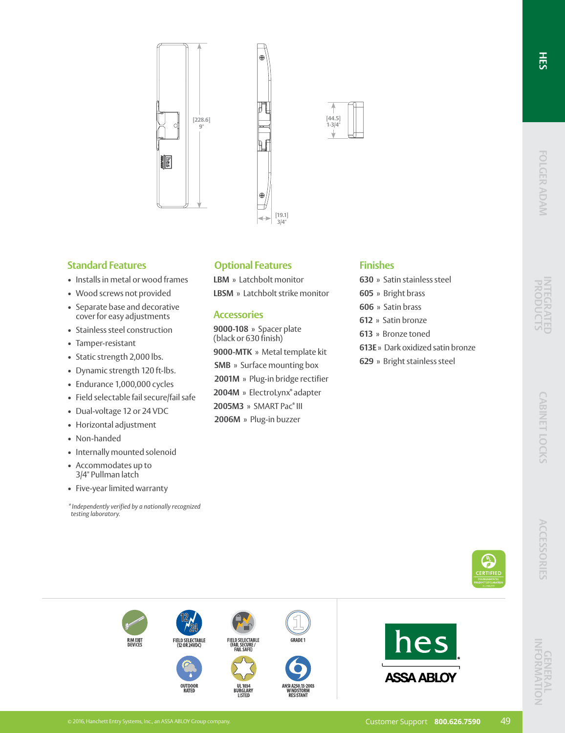[228.6]
9"

[19.1]
3/4"

[44.5]
1-3/4"

## Standard Features

- Installs in metal or wood frames
- Wood screws not provided
- Separate base and decorative cover for easy adjustments
- Stainless steel construction
- Tamper-resistant
- Static strength 2,000 lbs.
- Dynamic strength 120 ft-lbs.
- Endurance 1,000,000 cycles
- Field selectable fail secure/fail safe
- Dual-voltage 12 or 24 VDC
- Horizontal adjustment
- Non-handed
- Internally mounted solenoid
- Accommodates up to 3/4" Pullman latch
- Five-year limited warranty

*\* Independently verified by a nationally recognized testing laboratory.*

## Optional Features

**LBM** » Latchbolt monitor

**LBSM** » Latchbolt strike monitor

## Accessories

**9000-108** » Spacer plate (black or 630 finish)

**9000-MTK** » Metal template kit

**SMB** » Surface mounting box

**2001M** » Plug-in bridge rectifier

**2004M** » ElectroLynx® adapter

**2005M3** » SMART Pac® III

**2006M** » Plug-in buzzer

## Finishes

**630** » Satin stainless steel

**605** » Bright brass

**606** » Satin brass

**612** » Satin bronze

**613** » Bronze toned

**613E** » Dark oxidized satin bronze

**629** » Bright stainless steel

CERTIFIED
ENVIRONMENTAL PRODUCT DECLARATION

RIM EXIT DEVICES

FIELD SELECTABLE (12 OR 24VDC)

FIELD SELECTABLE (FAIL SECURE / FAIL SAFE)

GRADE 1

OUTDOOR RATED

UL 1034 BURGLARY LISTED

ANSI A250.13-2003 WINDSTORM RESISTANT

hes
ASSA ABLOY

© 2016, Hanchett Entry Systems, Inc., an ASSA ABLOY Group company.

Customer Support **800.626.7590**